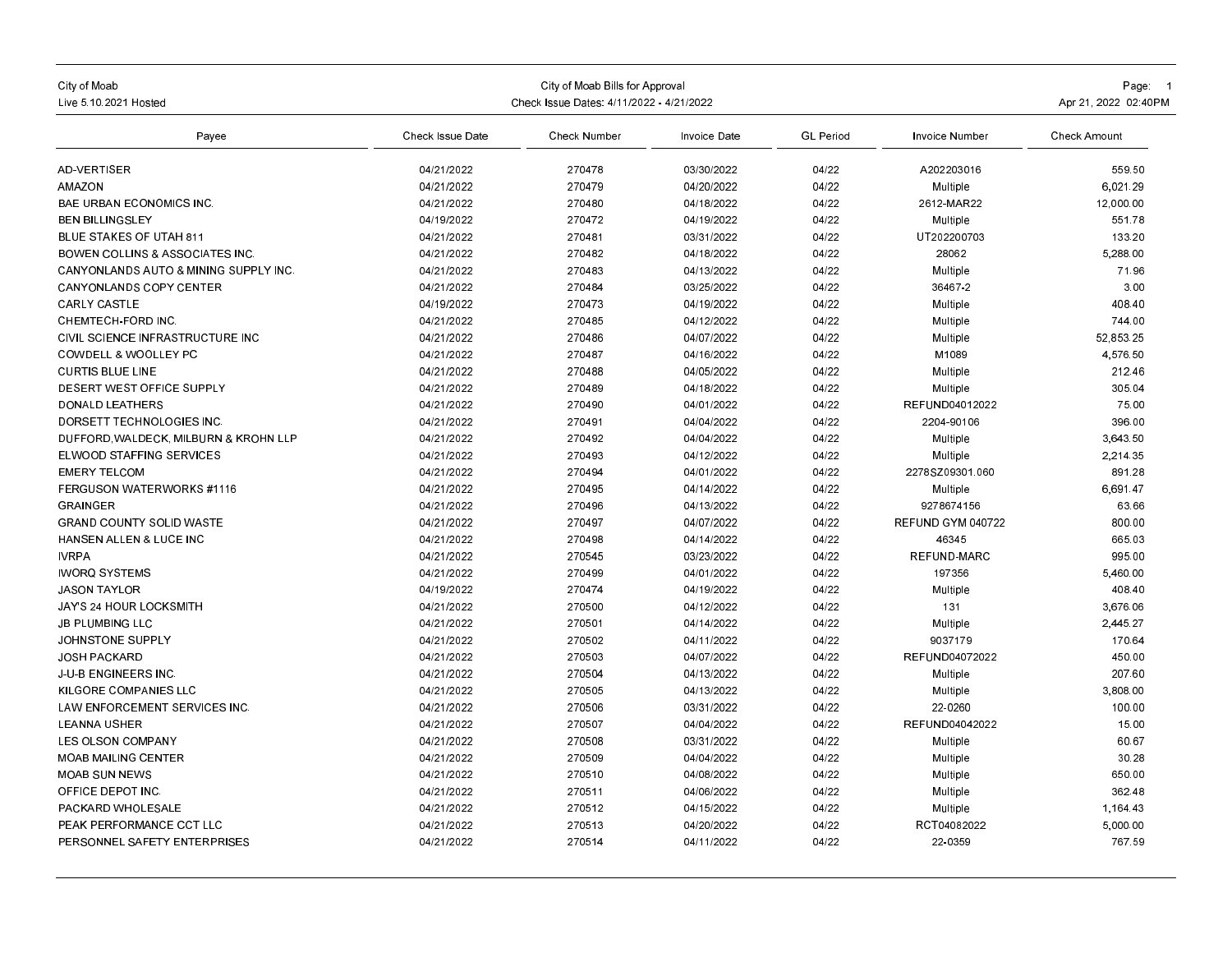City of Moab
Live 5.10.2021 Hosted

City of Moab Bills for Approval
Check Issue Dates: 4/11/2022 - 4/21/2022

Apr 21, 2022 02:40PM

| Payee | Check Issue Date | Check Number | Invoice Date | GL Period | Invoice Number | Check Amount |
|---|---|---|---|---|---|---|
| AD-VERTISER | 04/21/2022 | 270478 | 03/30/2022 | 04/22 | A202203016 | 559.50 |
| AMAZON | 04/21/2022 | 270479 | 04/20/2022 | 04/22 | Multiple | 6,021.29 |
| BAE URBAN ECONOMICS INC. | 04/21/2022 | 270480 | 04/18/2022 | 04/22 | 2612-MAR22 | 12,000.00 |
| BEN BILLINGSLEY | 04/19/2022 | 270472 | 04/19/2022 | 04/22 | Multiple | 551.78 |
| BLUE STAKES OF UTAH 811 | 04/21/2022 | 270481 | 03/31/2022 | 04/22 | UT202200703 | 133.20 |
| BOWEN COLLINS & ASSOCIATES INC. | 04/21/2022 | 270482 | 04/18/2022 | 04/22 | 28062 | 5,288.00 |
| CANYONLANDS AUTO & MINING SUPPLY INC. | 04/21/2022 | 270483 | 04/13/2022 | 04/22 | Multiple | 71.96 |
| CANYONLANDS COPY CENTER | 04/21/2022 | 270484 | 03/25/2022 | 04/22 | 36467-2 | 3.00 |
| CARLY CASTLE | 04/19/2022 | 270473 | 04/19/2022 | 04/22 | Multiple | 408.40 |
| CHEMTECH-FORD INC. | 04/21/2022 | 270485 | 04/12/2022 | 04/22 | Multiple | 744.00 |
| CIVIL SCIENCE INFRASTRUCTURE INC | 04/21/2022 | 270486 | 04/07/2022 | 04/22 | Multiple | 52,853.25 |
| COWDELL & WOOLLEY PC | 04/21/2022 | 270487 | 04/16/2022 | 04/22 | M1089 | 4,576.50 |
| CURTIS BLUE LINE | 04/21/2022 | 270488 | 04/05/2022 | 04/22 | Multiple | 212.46 |
| DESERT WEST OFFICE SUPPLY | 04/21/2022 | 270489 | 04/18/2022 | 04/22 | Multiple | 305.04 |
| DONALD LEATHERS | 04/21/2022 | 270490 | 04/01/2022 | 04/22 | REFUND04012022 | 75.00 |
| DORSETT TECHNOLOGIES INC. | 04/21/2022 | 270491 | 04/04/2022 | 04/22 | 2204-90106 | 396.00 |
| DUFFORD,WALDECK, MILBURN & KROHN LLP | 04/21/2022 | 270492 | 04/04/2022 | 04/22 | Multiple | 3,643.50 |
| ELWOOD STAFFING SERVICES | 04/21/2022 | 270493 | 04/12/2022 | 04/22 | Multiple | 2,214.35 |
| EMERY TELCOM | 04/21/2022 | 270494 | 04/01/2022 | 04/22 | 2278SZ09301.060 | 891.28 |
| FERGUSON WATERWORKS #1116 | 04/21/2022 | 270495 | 04/14/2022 | 04/22 | Multiple | 6,691.47 |
| GRAINGER | 04/21/2022 | 270496 | 04/13/2022 | 04/22 | 9278674156 | 63.66 |
| GRAND COUNTY SOLID WASTE | 04/21/2022 | 270497 | 04/07/2022 | 04/22 | REFUND GYM 040722 | 800.00 |
| HANSEN ALLEN & LUCE INC | 04/21/2022 | 270498 | 04/14/2022 | 04/22 | 46345 | 665.03 |
| IVRPA | 04/21/2022 | 270545 | 03/23/2022 | 04/22 | REFUND-MARC | 995.00 |
| IWORQ SYSTEMS | 04/21/2022 | 270499 | 04/01/2022 | 04/22 | 197356 | 5,460.00 |
| JASON TAYLOR | 04/19/2022 | 270474 | 04/19/2022 | 04/22 | Multiple | 408.40 |
| JAY'S 24 HOUR LOCKSMITH | 04/21/2022 | 270500 | 04/12/2022 | 04/22 | 131 | 3,676.06 |
| JB PLUMBING LLC | 04/21/2022 | 270501 | 04/14/2022 | 04/22 | Multiple | 2,445.27 |
| JOHNSTONE SUPPLY | 04/21/2022 | 270502 | 04/11/2022 | 04/22 | 9037179 | 170.64 |
| JOSH PACKARD | 04/21/2022 | 270503 | 04/07/2022 | 04/22 | REFUND04072022 | 450.00 |
| J-U-B ENGINEERS INC. | 04/21/2022 | 270504 | 04/13/2022 | 04/22 | Multiple | 207.60 |
| KILGORE COMPANIES LLC | 04/21/2022 | 270505 | 04/13/2022 | 04/22 | Multiple | 3,808.00 |
| LAW ENFORCEMENT SERVICES INC. | 04/21/2022 | 270506 | 03/31/2022 | 04/22 | 22-0260 | 100.00 |
| LEANNA USHER | 04/21/2022 | 270507 | 04/04/2022 | 04/22 | REFUND04042022 | 15.00 |
| LES OLSON COMPANY | 04/21/2022 | 270508 | 03/31/2022 | 04/22 | Multiple | 60.67 |
| MOAB MAILING CENTER | 04/21/2022 | 270509 | 04/04/2022 | 04/22 | Multiple | 30.28 |
| MOAB SUN NEWS | 04/21/2022 | 270510 | 04/08/2022 | 04/22 | Multiple | 650.00 |
| OFFICE DEPOT INC. | 04/21/2022 | 270511 | 04/06/2022 | 04/22 | Multiple | 362.48 |
| PACKARD WHOLESALE | 04/21/2022 | 270512 | 04/15/2022 | 04/22 | Multiple | 1,164.43 |
| PEAK PERFORMANCE CCT LLC | 04/21/2022 | 270513 | 04/20/2022 | 04/22 | RCT04082022 | 5,000.00 |
| PERSONNEL SAFETY ENTERPRISES | 04/21/2022 | 270514 | 04/11/2022 | 04/22 | 22-0359 | 767.59 |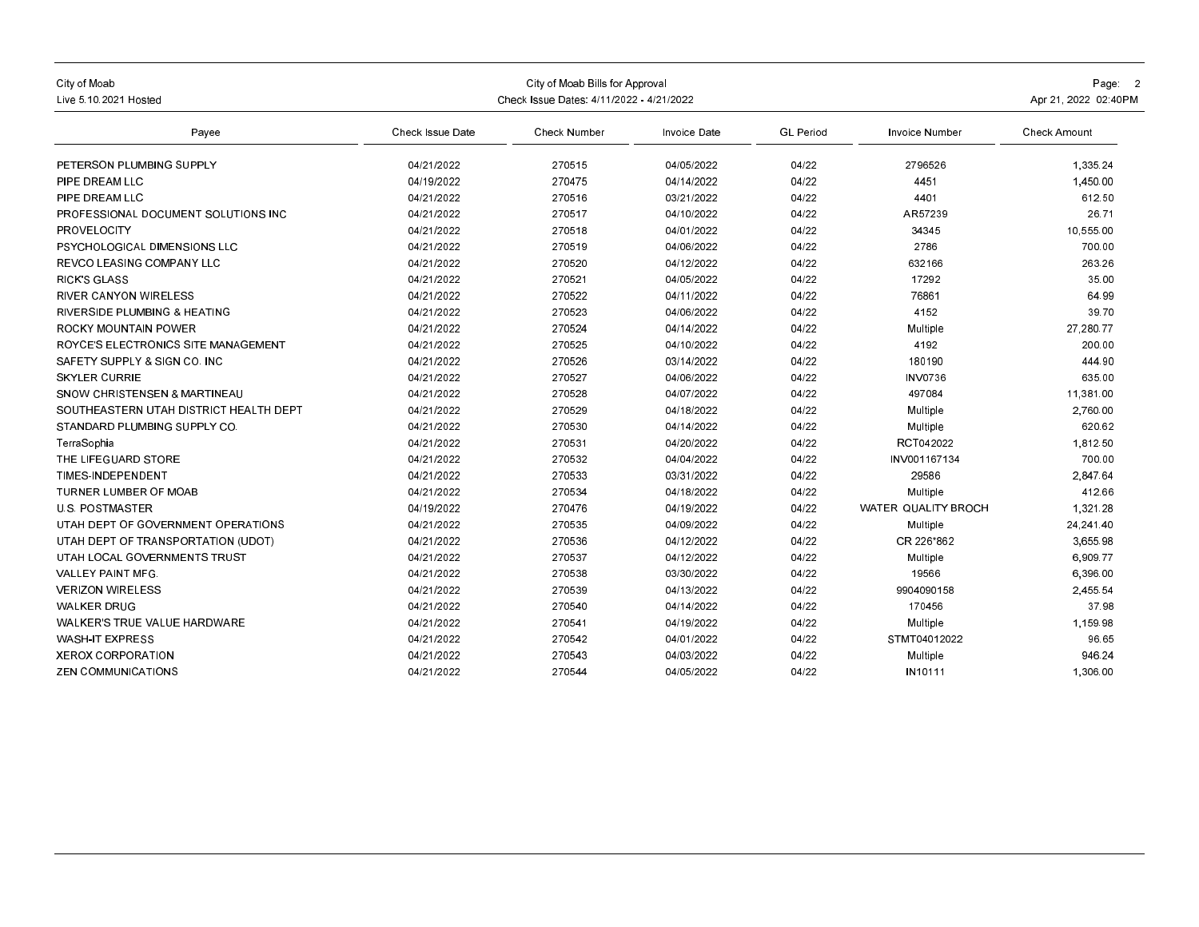| Payee | Check Issue Date | Check Number | Invoice Date | GL Period | Invoice Number | Check Amount |
|---|---|---|---|---|---|---|
| PETERSON PLUMBING SUPPLY | 04/21/2022 | 270515 | 04/05/2022 | 04/22 | 2796526 | 1,335.24 |
| PIPE DREAM LLC | 04/19/2022 | 270475 | 04/14/2022 | 04/22 | 4451 | 1,450.00 |
| PIPE DREAM LLC | 04/21/2022 | 270516 | 03/21/2022 | 04/22 | 4401 | 612.50 |
| PROFESSIONAL DOCUMENT SOLUTIONS INC | 04/21/2022 | 270517 | 04/10/2022 | 04/22 | AR57239 | 26.71 |
| PROVELOCITY | 04/21/2022 | 270518 | 04/01/2022 | 04/22 | 34345 | 10,555.00 |
| PSYCHOLOGICAL DIMENSIONS LLC | 04/21/2022 | 270519 | 04/06/2022 | 04/22 | 2786 | 700.00 |
| REVCO LEASING COMPANY LLC | 04/21/2022 | 270520 | 04/12/2022 | 04/22 | 632166 | 263.26 |
| RICK'S GLASS | 04/21/2022 | 270521 | 04/05/2022 | 04/22 | 17292 | 35.00 |
| RIVER CANYON WIRELESS | 04/21/2022 | 270522 | 04/11/2022 | 04/22 | 76861 | 64.99 |
| RIVERSIDE PLUMBING & HEATING | 04/21/2022 | 270523 | 04/06/2022 | 04/22 | 4152 | 39.70 |
| ROCKY MOUNTAIN POWER | 04/21/2022 | 270524 | 04/14/2022 | 04/22 | Multiple | 27,280.77 |
| ROYCE'S ELECTRONICS SITE MANAGEMENT | 04/21/2022 | 270525 | 04/10/2022 | 04/22 | 4192 | 200.00 |
| SAFETY SUPPLY & SIGN CO. INC | 04/21/2022 | 270526 | 03/14/2022 | 04/22 | 180190 | 444.90 |
| SKYLER CURRIE | 04/21/2022 | 270527 | 04/06/2022 | 04/22 | INV0736 | 635.00 |
| SNOW CHRISTENSEN & MARTINEAU | 04/21/2022 | 270528 | 04/07/2022 | 04/22 | 497084 | 11,381.00 |
| SOUTHEASTERN UTAH DISTRICT HEALTH DEPT | 04/21/2022 | 270529 | 04/18/2022 | 04/22 | Multiple | 2,760.00 |
| STANDARD PLUMBING SUPPLY CO. | 04/21/2022 | 270530 | 04/14/2022 | 04/22 | Multiple | 620.62 |
| TerraSophia | 04/21/2022 | 270531 | 04/20/2022 | 04/22 | RCT042022 | 1,812.50 |
| THE LIFEGUARD STORE | 04/21/2022 | 270532 | 04/04/2022 | 04/22 | INV001167134 | 700.00 |
| TIMES-INDEPENDENT | 04/21/2022 | 270533 | 03/31/2022 | 04/22 | 29586 | 2,847.64 |
| TURNER LUMBER OF MOAB | 04/21/2022 | 270534 | 04/18/2022 | 04/22 | Multiple | 412.66 |
| U.S. POSTMASTER | 04/19/2022 | 270476 | 04/19/2022 | 04/22 | WATER QUALITY BROCH | 1,321.28 |
| UTAH DEPT OF GOVERNMENT OPERATIONS | 04/21/2022 | 270535 | 04/09/2022 | 04/22 | Multiple | 24,241.40 |
| UTAH DEPT OF TRANSPORTATION (UDOT) | 04/21/2022 | 270536 | 04/12/2022 | 04/22 | CR 226*862 | 3,655.98 |
| UTAH LOCAL GOVERNMENTS TRUST | 04/21/2022 | 270537 | 04/12/2022 | 04/22 | Multiple | 6,909.77 |
| VALLEY PAINT MFG. | 04/21/2022 | 270538 | 03/30/2022 | 04/22 | 19566 | 6,396.00 |
| VERIZON WIRELESS | 04/21/2022 | 270539 | 04/13/2022 | 04/22 | 9904090158 | 2,455.54 |
| WALKER DRUG | 04/21/2022 | 270540 | 04/14/2022 | 04/22 | 170456 | 37.98 |
| WALKER'S TRUE VALUE HARDWARE | 04/21/2022 | 270541 | 04/19/2022 | 04/22 | Multiple | 1,159.98 |
| WASH-IT EXPRESS | 04/21/2022 | 270542 | 04/01/2022 | 04/22 | STMT04012022 | 96.65 |
| XEROX CORPORATION | 04/21/2022 | 270543 | 04/03/2022 | 04/22 | Multiple | 946.24 |
| ZEN COMMUNICATIONS | 04/21/2022 | 270544 | 04/05/2022 | 04/22 | IN10111 | 1,306.00 |